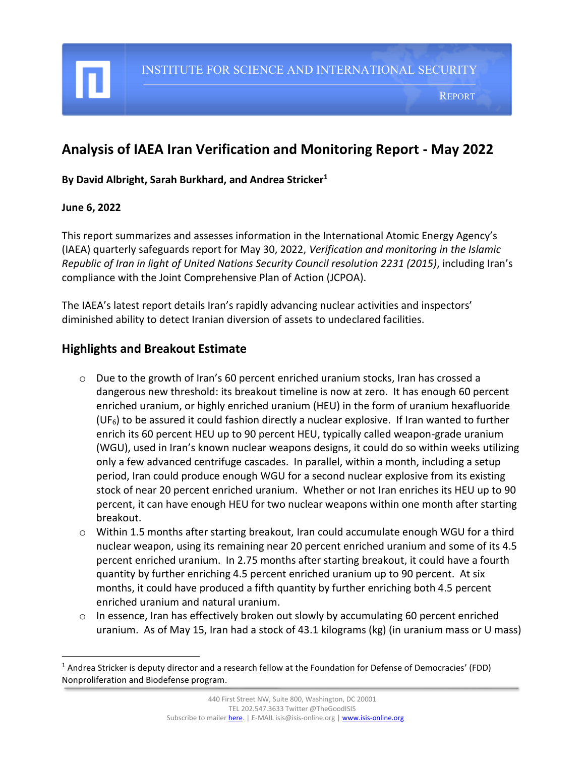INSTITUTE FOR SCIENCE AND INTERNATIONAL SECURITY

REPORT

# Analysis of IAEA Iran Verification and Monitoring Report - May 2022

**By David Albright, Sarah Burkhard, and Andrea Stricker[1]**

**June 6, 2022**

This report summarizes and assesses information in the International Atomic Energy Agency's (IAEA) quarterly safeguards report for May 30, 2022, *Verification and monitoring in the Islamic Republic of Iran in light of United Nations Security Council resolution 2231 (2015)*, including Iran's compliance with the Joint Comprehensive Plan of Action (JCPOA).

The IAEA's latest report details Iran's rapidly advancing nuclear activities and inspectors' diminished ability to detect Iranian diversion of assets to undeclared facilities.

## Highlights and Breakout Estimate

- Due to the growth of Iran's 60 percent enriched uranium stocks, Iran has crossed a dangerous new threshold: its breakout timeline is now at zero. It has enough 60 percent enriched uranium, or highly enriched uranium (HEU) in the form of uranium hexafluoride ($UF_6$) to be assured it could fashion directly a nuclear explosive. If Iran wanted to further enrich its 60 percent HEU up to 90 percent HEU, typically called weapon-grade uranium (WGU), used in Iran's known nuclear weapons designs, it could do so within weeks utilizing only a few advanced centrifuge cascades. In parallel, within a month, including a setup period, Iran could produce enough WGU for a second nuclear explosive from its existing stock of near 20 percent enriched uranium. Whether or not Iran enriches its HEU up to 90 percent, it can have enough HEU for two nuclear weapons within one month after starting breakout.
- Within 1.5 months after starting breakout, Iran could accumulate enough WGU for a third nuclear weapon, using its remaining near 20 percent enriched uranium and some of its 4.5 percent enriched uranium. In 2.75 months after starting breakout, it could have a fourth quantity by further enriching 4.5 percent enriched uranium up to 90 percent. At six months, it could have produced a fifth quantity by further enriching both 4.5 percent enriched uranium and natural uranium.
- In essence, Iran has effectively broken out slowly by accumulating 60 percent enriched uranium. As of May 15, Iran had a stock of 43.1 kilograms (kg) (in uranium mass or U mass)

[1] Andrea Stricker is deputy director and a research fellow at the Foundation for Defense of Democracies' (FDD) Nonproliferation and Biodefense program.

440 First Street NW, Suite 800, Washington, DC 20001
TEL 202.547.3633 Twitter @TheGoodISIS
Subscribe to mailer here. | E-MAIL isis@isis-online.org | www.isis-online.org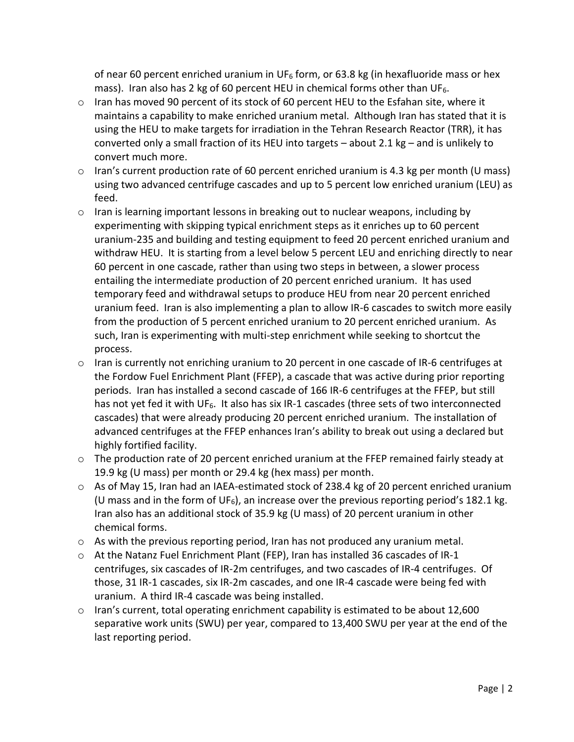of near 60 percent enriched uranium in $UF_6$ form, or 63.8 kg (in hexafluoride mass or hex mass). Iran also has 2 kg of 60 percent HEU in chemical forms other than $UF_6$.

- Iran has moved 90 percent of its stock of 60 percent HEU to the Esfahan site, where it maintains a capability to make enriched uranium metal. Although Iran has stated that it is using the HEU to make targets for irradiation in the Tehran Research Reactor (TRR), it has converted only a small fraction of its HEU into targets – about 2.1 kg – and is unlikely to convert much more.
- Iran's current production rate of 60 percent enriched uranium is 4.3 kg per month (U mass) using two advanced centrifuge cascades and up to 5 percent low enriched uranium (LEU) as feed.
- Iran is learning important lessons in breaking out to nuclear weapons, including by experimenting with skipping typical enrichment steps as it enriches up to 60 percent uranium-235 and building and testing equipment to feed 20 percent enriched uranium and withdraw HEU. It is starting from a level below 5 percent LEU and enriching directly to near 60 percent in one cascade, rather than using two steps in between, a slower process entailing the intermediate production of 20 percent enriched uranium. It has used temporary feed and withdrawal setups to produce HEU from near 20 percent enriched uranium feed. Iran is also implementing a plan to allow IR-6 cascades to switch more easily from the production of 5 percent enriched uranium to 20 percent enriched uranium. As such, Iran is experimenting with multi-step enrichment while seeking to shortcut the process.
- Iran is currently not enriching uranium to 20 percent in one cascade of IR-6 centrifuges at the Fordow Fuel Enrichment Plant (FFEP), a cascade that was active during prior reporting periods. Iran has installed a second cascade of 166 IR-6 centrifuges at the FFEP, but still has not yet fed it with $UF_6$. It also has six IR-1 cascades (three sets of two interconnected cascades) that were already producing 20 percent enriched uranium. The installation of advanced centrifuges at the FFEP enhances Iran's ability to break out using a declared but highly fortified facility.
- The production rate of 20 percent enriched uranium at the FFEP remained fairly steady at 19.9 kg (U mass) per month or 29.4 kg (hex mass) per month.
- As of May 15, Iran had an IAEA-estimated stock of 238.4 kg of 20 percent enriched uranium (U mass and in the form of $UF_6$), an increase over the previous reporting period's 182.1 kg. Iran also has an additional stock of 35.9 kg (U mass) of 20 percent uranium in other chemical forms.
- As with the previous reporting period, Iran has not produced any uranium metal.
- At the Natanz Fuel Enrichment Plant (FEP), Iran has installed 36 cascades of IR-1 centrifuges, six cascades of IR-2m centrifuges, and two cascades of IR-4 centrifuges. Of those, 31 IR-1 cascades, six IR-2m cascades, and one IR-4 cascade were being fed with uranium. A third IR-4 cascade was being installed.
- Iran's current, total operating enrichment capability is estimated to be about 12,600 separative work units (SWU) per year, compared to 13,400 SWU per year at the end of the last reporting period.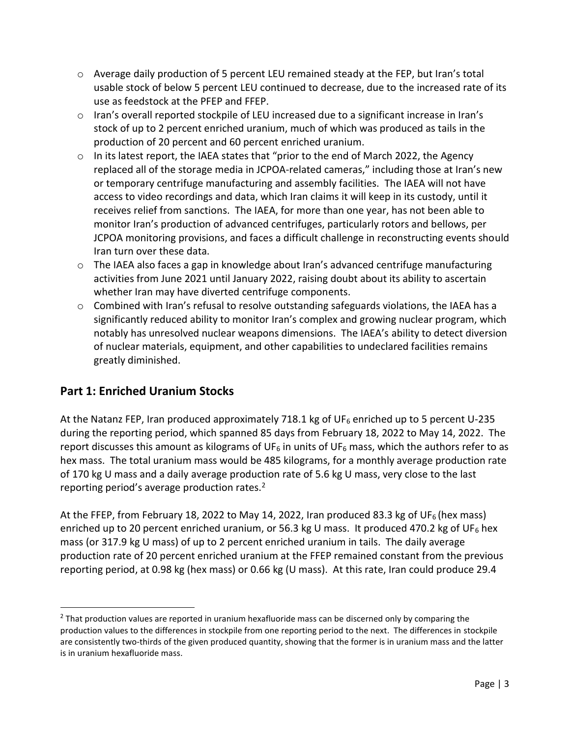- Average daily production of 5 percent LEU remained steady at the FEP, but Iran's total usable stock of below 5 percent LEU continued to decrease, due to the increased rate of its use as feedstock at the PFEP and FFEP.
- Iran's overall reported stockpile of LEU increased due to a significant increase in Iran's stock of up to 2 percent enriched uranium, much of which was produced as tails in the production of 20 percent and 60 percent enriched uranium.
- In its latest report, the IAEA states that "prior to the end of March 2022, the Agency replaced all of the storage media in JCPOA-related cameras," including those at Iran's new or temporary centrifuge manufacturing and assembly facilities. The IAEA will not have access to video recordings and data, which Iran claims it will keep in its custody, until it receives relief from sanctions. The IAEA, for more than one year, has not been able to monitor Iran's production of advanced centrifuges, particularly rotors and bellows, per JCPOA monitoring provisions, and faces a difficult challenge in reconstructing events should Iran turn over these data.
- The IAEA also faces a gap in knowledge about Iran's advanced centrifuge manufacturing activities from June 2021 until January 2022, raising doubt about its ability to ascertain whether Iran may have diverted centrifuge components.
- Combined with Iran's refusal to resolve outstanding safeguards violations, the IAEA has a significantly reduced ability to monitor Iran's complex and growing nuclear program, which notably has unresolved nuclear weapons dimensions. The IAEA's ability to detect diversion of nuclear materials, equipment, and other capabilities to undeclared facilities remains greatly diminished.

## Part 1: Enriched Uranium Stocks

At the Natanz FEP, Iran produced approximately 718.1 kg of $UF_6$ enriched up to 5 percent U-235 during the reporting period, which spanned 85 days from February 18, 2022 to May 14, 2022. The report discusses this amount as kilograms of $UF_6$ in units of $UF_6$ mass, which the authors refer to as hex mass. The total uranium mass would be 485 kilograms, for a monthly average production rate of 170 kg U mass and a daily average production rate of 5.6 kg U mass, very close to the last reporting period's average production rates.[2]

At the FFEP, from February 18, 2022 to May 14, 2022, Iran produced 83.3 kg of $UF_6$ (hex mass) enriched up to 20 percent enriched uranium, or 56.3 kg U mass. It produced 470.2 kg of $UF_6$ hex mass (or 317.9 kg U mass) of up to 2 percent enriched uranium in tails. The daily average production rate of 20 percent enriched uranium at the FFEP remained constant from the previous reporting period, at 0.98 kg (hex mass) or 0.66 kg (U mass). At this rate, Iran could produce 29.4

[2] That production values are reported in uranium hexafluoride mass can be discerned only by comparing the production values to the differences in stockpile from one reporting period to the next. The differences in stockpile are consistently two-thirds of the given produced quantity, showing that the former is in uranium mass and the latter is in uranium hexafluoride mass.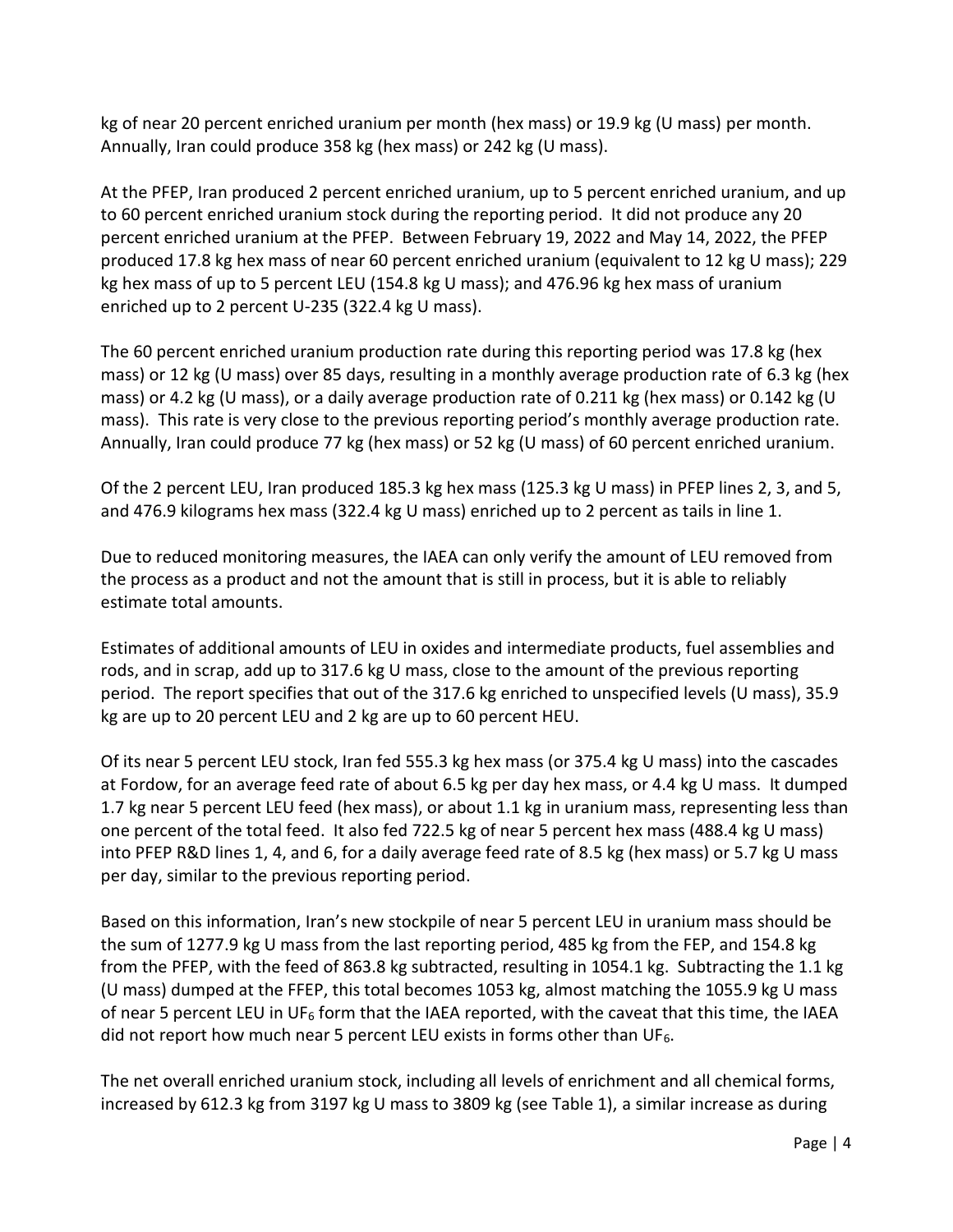kg of near 20 percent enriched uranium per month (hex mass) or 19.9 kg (U mass) per month. Annually, Iran could produce 358 kg (hex mass) or 242 kg (U mass).

At the PFEP, Iran produced 2 percent enriched uranium, up to 5 percent enriched uranium, and up to 60 percent enriched uranium stock during the reporting period. It did not produce any 20 percent enriched uranium at the PFEP. Between February 19, 2022 and May 14, 2022, the PFEP produced 17.8 kg hex mass of near 60 percent enriched uranium (equivalent to 12 kg U mass); 229 kg hex mass of up to 5 percent LEU (154.8 kg U mass); and 476.96 kg hex mass of uranium enriched up to 2 percent U-235 (322.4 kg U mass).

The 60 percent enriched uranium production rate during this reporting period was 17.8 kg (hex mass) or 12 kg (U mass) over 85 days, resulting in a monthly average production rate of 6.3 kg (hex mass) or 4.2 kg (U mass), or a daily average production rate of 0.211 kg (hex mass) or 0.142 kg (U mass). This rate is very close to the previous reporting period's monthly average production rate. Annually, Iran could produce 77 kg (hex mass) or 52 kg (U mass) of 60 percent enriched uranium.

Of the 2 percent LEU, Iran produced 185.3 kg hex mass (125.3 kg U mass) in PFEP lines 2, 3, and 5, and 476.9 kilograms hex mass (322.4 kg U mass) enriched up to 2 percent as tails in line 1.

Due to reduced monitoring measures, the IAEA can only verify the amount of LEU removed from the process as a product and not the amount that is still in process, but it is able to reliably estimate total amounts.

Estimates of additional amounts of LEU in oxides and intermediate products, fuel assemblies and rods, and in scrap, add up to 317.6 kg U mass, close to the amount of the previous reporting period. The report specifies that out of the 317.6 kg enriched to unspecified levels (U mass), 35.9 kg are up to 20 percent LEU and 2 kg are up to 60 percent HEU.

Of its near 5 percent LEU stock, Iran fed 555.3 kg hex mass (or 375.4 kg U mass) into the cascades at Fordow, for an average feed rate of about 6.5 kg per day hex mass, or 4.4 kg U mass. It dumped 1.7 kg near 5 percent LEU feed (hex mass), or about 1.1 kg in uranium mass, representing less than one percent of the total feed. It also fed 722.5 kg of near 5 percent hex mass (488.4 kg U mass) into PFEP R&D lines 1, 4, and 6, for a daily average feed rate of 8.5 kg (hex mass) or 5.7 kg U mass per day, similar to the previous reporting period.

Based on this information, Iran's new stockpile of near 5 percent LEU in uranium mass should be the sum of 1277.9 kg U mass from the last reporting period, 485 kg from the FEP, and 154.8 kg from the PFEP, with the feed of 863.8 kg subtracted, resulting in 1054.1 kg. Subtracting the 1.1 kg (U mass) dumped at the FFEP, this total becomes 1053 kg, almost matching the 1055.9 kg U mass of near 5 percent LEU in $UF_6$ form that the IAEA reported, with the caveat that this time, the IAEA did not report how much near 5 percent LEU exists in forms other than $UF_6$.

The net overall enriched uranium stock, including all levels of enrichment and all chemical forms, increased by 612.3 kg from 3197 kg U mass to 3809 kg (see Table 1), a similar increase as during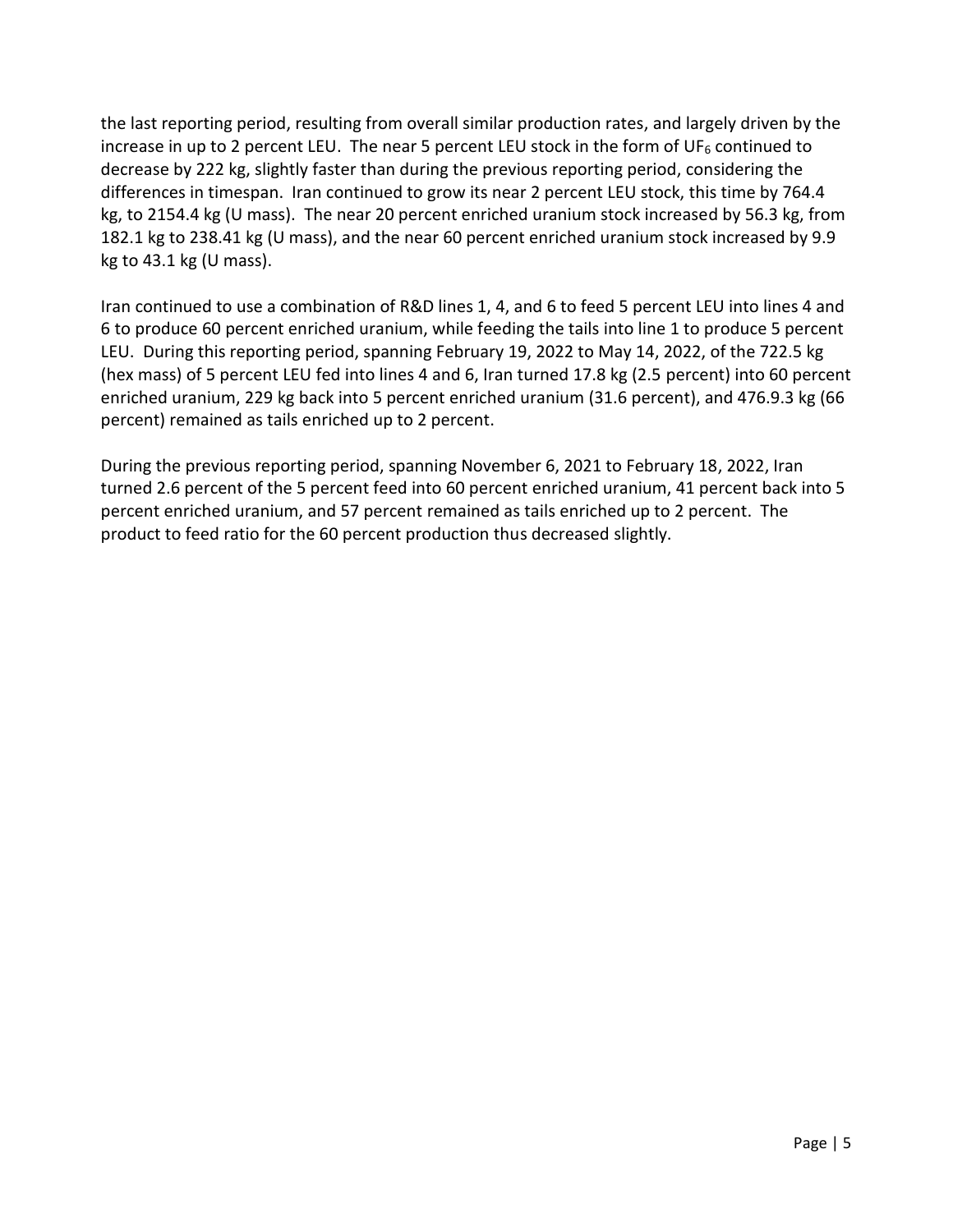the last reporting period, resulting from overall similar production rates, and largely driven by the increase in up to 2 percent LEU. The near 5 percent LEU stock in the form of $UF_6$ continued to decrease by 222 kg, slightly faster than during the previous reporting period, considering the differences in timespan. Iran continued to grow its near 2 percent LEU stock, this time by 764.4 kg, to 2154.4 kg (U mass). The near 20 percent enriched uranium stock increased by 56.3 kg, from 182.1 kg to 238.41 kg (U mass), and the near 60 percent enriched uranium stock increased by 9.9 kg to 43.1 kg (U mass).

Iran continued to use a combination of R&D lines 1, 4, and 6 to feed 5 percent LEU into lines 4 and 6 to produce 60 percent enriched uranium, while feeding the tails into line 1 to produce 5 percent LEU. During this reporting period, spanning February 19, 2022 to May 14, 2022, of the 722.5 kg (hex mass) of 5 percent LEU fed into lines 4 and 6, Iran turned 17.8 kg (2.5 percent) into 60 percent enriched uranium, 229 kg back into 5 percent enriched uranium (31.6 percent), and 476.9.3 kg (66 percent) remained as tails enriched up to 2 percent.

During the previous reporting period, spanning November 6, 2021 to February 18, 2022, Iran turned 2.6 percent of the 5 percent feed into 60 percent enriched uranium, 41 percent back into 5 percent enriched uranium, and 57 percent remained as tails enriched up to 2 percent. The product to feed ratio for the 60 percent production thus decreased slightly.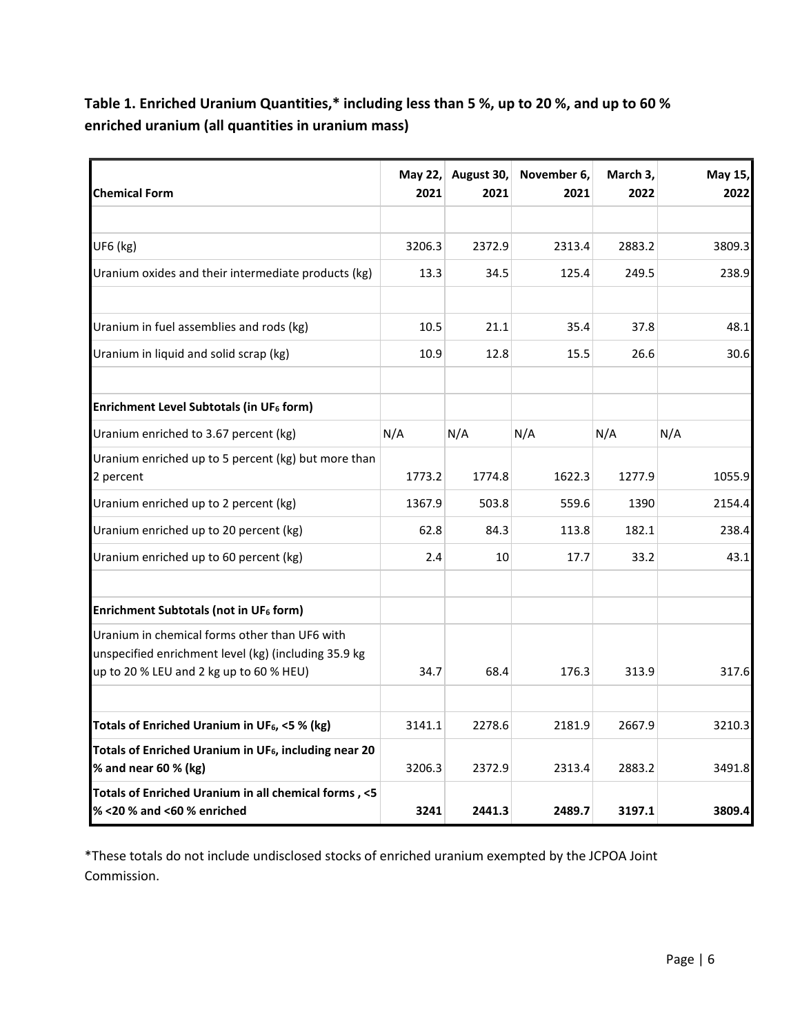**Table 1. Enriched Uranium Quantities,* including less than 5 %, up to 20 %, and up to 60 % enriched uranium (all quantities in uranium mass)**

| **Chemical Form** | **May 22, 2021** | **August 30, 2021** | **November 6, 2021** | **March 3, 2022** | **May 15, 2022** |
|---|---|---|---|---|---|
| | | | | | |
| UF6 (kg) | 3206.3 | 2372.9 | 2313.4 | 2883.2 | 3809.3 |
| Uranium oxides and their intermediate products (kg) | 13.3 | 34.5 | 125.4 | 249.5 | 238.9 |
| | | | | | |
| Uranium in fuel assemblies and rods (kg) | 10.5 | 21.1 | 35.4 | 37.8 | 48.1 |
| Uranium in liquid and solid scrap (kg) | 10.9 | 12.8 | 15.5 | 26.6 | 30.6 |
| | | | | | |
| **Enrichment Level Subtotals (in $UF_6$ form)** | | | | | |
| Uranium enriched to 3.67 percent (kg) | N/A | N/A | N/A | N/A | N/A |
| Uranium enriched up to 5 percent (kg) but more than 2 percent | 1773.2 | 1774.8 | 1622.3 | 1277.9 | 1055.9 |
| Uranium enriched up to 2 percent (kg) | 1367.9 | 503.8 | 559.6 | 1390 | 2154.4 |
| Uranium enriched up to 20 percent (kg) | 62.8 | 84.3 | 113.8 | 182.1 | 238.4 |
| Uranium enriched up to 60 percent (kg) | 2.4 | 10 | 17.7 | 33.2 | 43.1 |
| | | | | | |
| **Enrichment Subtotals (not in $UF_6$ form)** | | | | | |
| Uranium in chemical forms other than UF6 with unspecified enrichment level (kg) (including 35.9 kg up to 20 % LEU and 2 kg up to 60 % HEU) | 34.7 | 68.4 | 176.3 | 313.9 | 317.6 |
| | | | | | |
| **Totals of Enriched Uranium in $UF_6$, <5 % (kg)** | 3141.1 | 2278.6 | 2181.9 | 2667.9 | 3210.3 |
| **Totals of Enriched Uranium in $UF_6$, including near 20 % and near 60 % (kg)** | 3206.3 | 2372.9 | 2313.4 | 2883.2 | 3491.8 |
| **Totals of Enriched Uranium in all chemical forms , <5 % <20 % and <60 % enriched** | **3241** | **2441.3** | **2489.7** | **3197.1** | **3809.4** |

*These totals do not include undisclosed stocks of enriched uranium exempted by the JCPOA Joint Commission.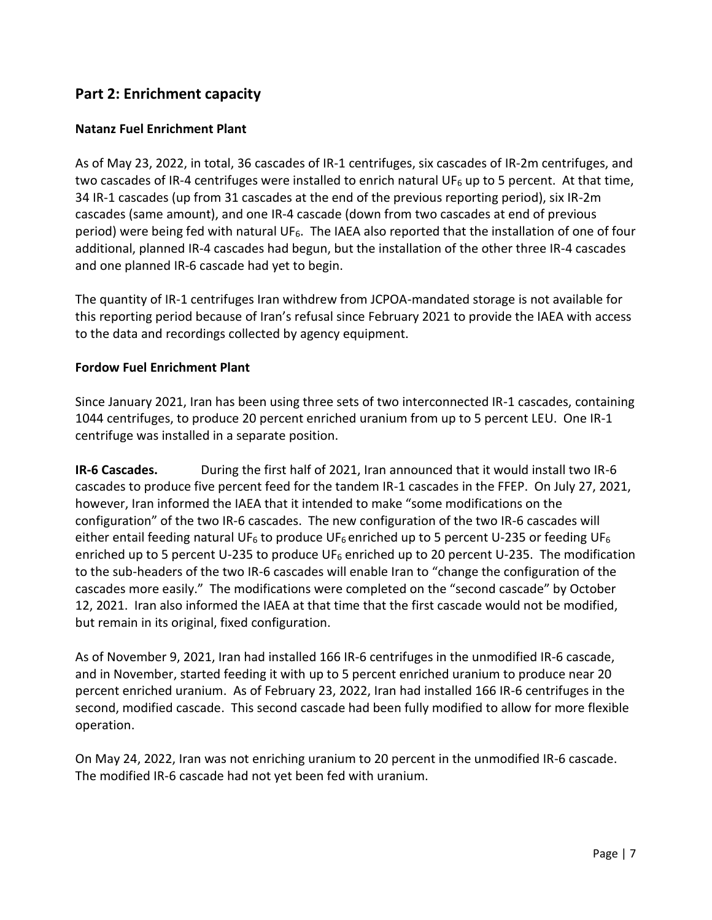## Part 2: Enrichment capacity

### Natanz Fuel Enrichment Plant

As of May 23, 2022, in total, 36 cascades of IR-1 centrifuges, six cascades of IR-2m centrifuges, and two cascades of IR-4 centrifuges were installed to enrich natural $UF_6$ up to 5 percent. At that time, 34 IR-1 cascades (up from 31 cascades at the end of the previous reporting period), six IR-2m cascades (same amount), and one IR-4 cascade (down from two cascades at end of previous period) were being fed with natural $UF_6$. The IAEA also reported that the installation of one of four additional, planned IR-4 cascades had begun, but the installation of the other three IR-4 cascades and one planned IR-6 cascade had yet to begin.

The quantity of IR-1 centrifuges Iran withdrew from JCPOA-mandated storage is not available for this reporting period because of Iran's refusal since February 2021 to provide the IAEA with access to the data and recordings collected by agency equipment.

### Fordow Fuel Enrichment Plant

Since January 2021, Iran has been using three sets of two interconnected IR-1 cascades, containing 1044 centrifuges, to produce 20 percent enriched uranium from up to 5 percent LEU. One IR-1 centrifuge was installed in a separate position.

**IR-6 Cascades.** During the first half of 2021, Iran announced that it would install two IR-6 cascades to produce five percent feed for the tandem IR-1 cascades in the FFEP. On July 27, 2021, however, Iran informed the IAEA that it intended to make "some modifications on the configuration" of the two IR-6 cascades. The new configuration of the two IR-6 cascades will either entail feeding natural $UF_6$ to produce $UF_6$ enriched up to 5 percent U-235 or feeding $UF_6$ enriched up to 5 percent U-235 to produce $UF_6$ enriched up to 20 percent U-235. The modification to the sub-headers of the two IR-6 cascades will enable Iran to "change the configuration of the cascades more easily." The modifications were completed on the "second cascade" by October 12, 2021. Iran also informed the IAEA at that time that the first cascade would not be modified, but remain in its original, fixed configuration.

As of November 9, 2021, Iran had installed 166 IR-6 centrifuges in the unmodified IR-6 cascade, and in November, started feeding it with up to 5 percent enriched uranium to produce near 20 percent enriched uranium. As of February 23, 2022, Iran had installed 166 IR-6 centrifuges in the second, modified cascade. This second cascade had been fully modified to allow for more flexible operation.

On May 24, 2022, Iran was not enriching uranium to 20 percent in the unmodified IR-6 cascade. The modified IR-6 cascade had not yet been fed with uranium.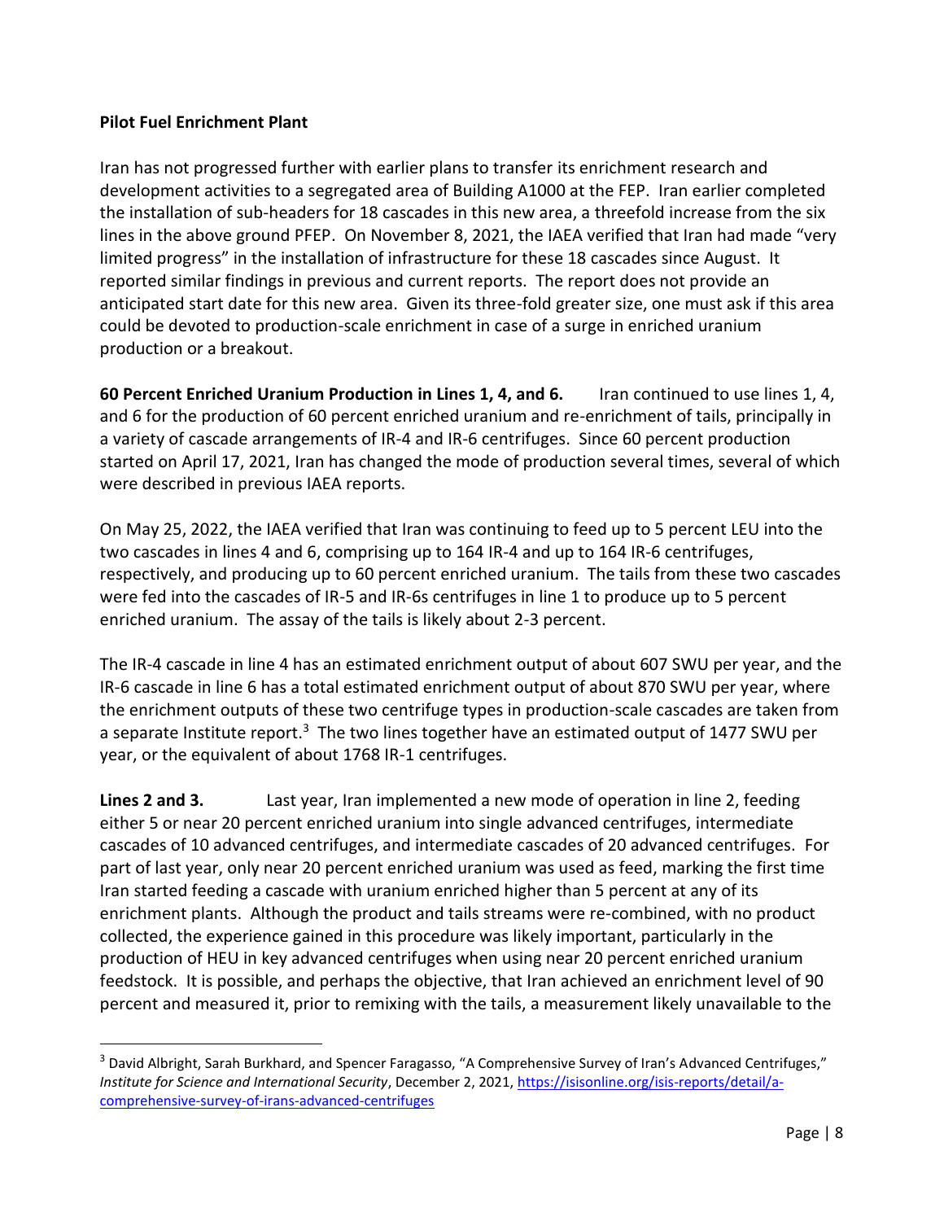**Pilot Fuel Enrichment Plant**

Iran has not progressed further with earlier plans to transfer its enrichment research and development activities to a segregated area of Building A1000 at the FEP. Iran earlier completed the installation of sub-headers for 18 cascades in this new area, a threefold increase from the six lines in the above ground PFEP. On November 8, 2021, the IAEA verified that Iran had made "very limited progress" in the installation of infrastructure for these 18 cascades since August. It reported similar findings in previous and current reports. The report does not provide an anticipated start date for this new area. Given its three-fold greater size, one must ask if this area could be devoted to production-scale enrichment in case of a surge in enriched uranium production or a breakout.

**60 Percent Enriched Uranium Production in Lines 1, 4, and 6.** Iran continued to use lines 1, 4, and 6 for the production of 60 percent enriched uranium and re-enrichment of tails, principally in a variety of cascade arrangements of IR-4 and IR-6 centrifuges. Since 60 percent production started on April 17, 2021, Iran has changed the mode of production several times, several of which were described in previous IAEA reports.

On May 25, 2022, the IAEA verified that Iran was continuing to feed up to 5 percent LEU into the two cascades in lines 4 and 6, comprising up to 164 IR-4 and up to 164 IR-6 centrifuges, respectively, and producing up to 60 percent enriched uranium. The tails from these two cascades were fed into the cascades of IR-5 and IR-6s centrifuges in line 1 to produce up to 5 percent enriched uranium. The assay of the tails is likely about 2-3 percent.

The IR-4 cascade in line 4 has an estimated enrichment output of about 607 SWU per year, and the IR-6 cascade in line 6 has a total estimated enrichment output of about 870 SWU per year, where the enrichment outputs of these two centrifuge types in production-scale cascades are taken from a separate Institute report.[3] The two lines together have an estimated output of 1477 SWU per year, or the equivalent of about 1768 IR-1 centrifuges.

**Lines 2 and 3.** Last year, Iran implemented a new mode of operation in line 2, feeding either 5 or near 20 percent enriched uranium into single advanced centrifuges, intermediate cascades of 10 advanced centrifuges, and intermediate cascades of 20 advanced centrifuges. For part of last year, only near 20 percent enriched uranium was used as feed, marking the first time Iran started feeding a cascade with uranium enriched higher than 5 percent at any of its enrichment plants. Although the product and tails streams were re-combined, with no product collected, the experience gained in this procedure was likely important, particularly in the production of HEU in key advanced centrifuges when using near 20 percent enriched uranium feedstock. It is possible, and perhaps the objective, that Iran achieved an enrichment level of 90 percent and measured it, prior to remixing with the tails, a measurement likely unavailable to the

---

[3] David Albright, Sarah Burkhard, and Spencer Faragasso, "A Comprehensive Survey of Iran's Advanced Centrifuges," *Institute for Science and International Security*, December 2, 2021, https://isisonline.org/isis-reports/detail/a-comprehensive-survey-of-irans-advanced-centrifuges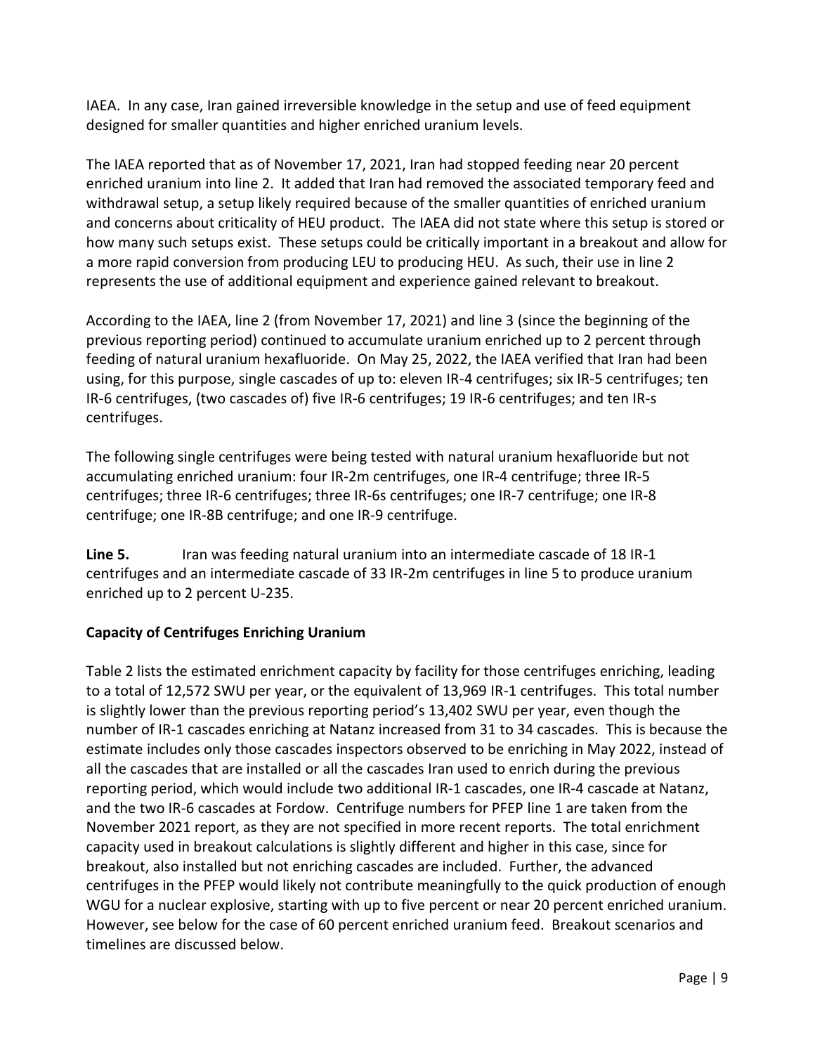IAEA. In any case, Iran gained irreversible knowledge in the setup and use of feed equipment designed for smaller quantities and higher enriched uranium levels.

The IAEA reported that as of November 17, 2021, Iran had stopped feeding near 20 percent enriched uranium into line 2. It added that Iran had removed the associated temporary feed and withdrawal setup, a setup likely required because of the smaller quantities of enriched uranium and concerns about criticality of HEU product. The IAEA did not state where this setup is stored or how many such setups exist. These setups could be critically important in a breakout and allow for a more rapid conversion from producing LEU to producing HEU. As such, their use in line 2 represents the use of additional equipment and experience gained relevant to breakout.

According to the IAEA, line 2 (from November 17, 2021) and line 3 (since the beginning of the previous reporting period) continued to accumulate uranium enriched up to 2 percent through feeding of natural uranium hexafluoride. On May 25, 2022, the IAEA verified that Iran had been using, for this purpose, single cascades of up to: eleven IR-4 centrifuges; six IR-5 centrifuges; ten IR-6 centrifuges, (two cascades of) five IR-6 centrifuges; 19 IR-6 centrifuges; and ten IR-s centrifuges.

The following single centrifuges were being tested with natural uranium hexafluoride but not accumulating enriched uranium: four IR-2m centrifuges, one IR-4 centrifuge; three IR-5 centrifuges; three IR-6 centrifuges; three IR-6s centrifuges; one IR-7 centrifuge; one IR-8 centrifuge; one IR-8B centrifuge; and one IR-9 centrifuge.

**Line 5.** Iran was feeding natural uranium into an intermediate cascade of 18 IR-1 centrifuges and an intermediate cascade of 33 IR-2m centrifuges in line 5 to produce uranium enriched up to 2 percent U-235.

**Capacity of Centrifuges Enriching Uranium**

Table 2 lists the estimated enrichment capacity by facility for those centrifuges enriching, leading to a total of 12,572 SWU per year, or the equivalent of 13,969 IR-1 centrifuges. This total number is slightly lower than the previous reporting period's 13,402 SWU per year, even though the number of IR-1 cascades enriching at Natanz increased from 31 to 34 cascades. This is because the estimate includes only those cascades inspectors observed to be enriching in May 2022, instead of all the cascades that are installed or all the cascades Iran used to enrich during the previous reporting period, which would include two additional IR-1 cascades, one IR-4 cascade at Natanz, and the two IR-6 cascades at Fordow. Centrifuge numbers for PFEP line 1 are taken from the November 2021 report, as they are not specified in more recent reports. The total enrichment capacity used in breakout calculations is slightly different and higher in this case, since for breakout, also installed but not enriching cascades are included. Further, the advanced centrifuges in the PFEP would likely not contribute meaningfully to the quick production of enough WGU for a nuclear explosive, starting with up to five percent or near 20 percent enriched uranium. However, see below for the case of 60 percent enriched uranium feed. Breakout scenarios and timelines are discussed below.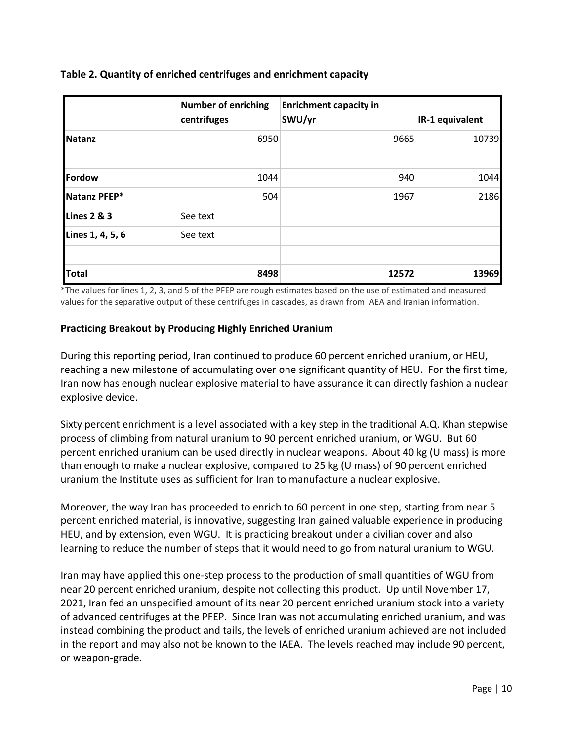**Table 2. Quantity of enriched centrifuges and enrichment capacity**

| | Number of enriching centrifuges | Enrichment capacity in SWU/yr | IR-1 equivalent |
|---|---|---|---|
| **Natanz** | 6950 | 9665 | 10739 |
| | | | |
| **Fordow** | 1044 | 940 | 1044 |
| **Natanz PFEP*** | 504 | 1967 | 2186 |
| **Lines 2 & 3** | See text | | |
| **Lines 1, 4, 5, 6** | See text | | |
| | | | |
| **Total** | **8498** | **12572** | **13969** |

*The values for lines 1, 2, 3, and 5 of the PFEP are rough estimates based on the use of estimated and measured values for the separative output of these centrifuges in cascades, as drawn from IAEA and Iranian information.

### Practicing Breakout by Producing Highly Enriched Uranium

During this reporting period, Iran continued to produce 60 percent enriched uranium, or HEU, reaching a new milestone of accumulating over one significant quantity of HEU. For the first time, Iran now has enough nuclear explosive material to have assurance it can directly fashion a nuclear explosive device.

Sixty percent enrichment is a level associated with a key step in the traditional A.Q. Khan stepwise process of climbing from natural uranium to 90 percent enriched uranium, or WGU. But 60 percent enriched uranium can be used directly in nuclear weapons. About 40 kg (U mass) is more than enough to make a nuclear explosive, compared to 25 kg (U mass) of 90 percent enriched uranium the Institute uses as sufficient for Iran to manufacture a nuclear explosive.

Moreover, the way Iran has proceeded to enrich to 60 percent in one step, starting from near 5 percent enriched material, is innovative, suggesting Iran gained valuable experience in producing HEU, and by extension, even WGU. It is practicing breakout under a civilian cover and also learning to reduce the number of steps that it would need to go from natural uranium to WGU.

Iran may have applied this one-step process to the production of small quantities of WGU from near 20 percent enriched uranium, despite not collecting this product. Up until November 17, 2021, Iran fed an unspecified amount of its near 20 percent enriched uranium stock into a variety of advanced centrifuges at the PFEP. Since Iran was not accumulating enriched uranium, and was instead combining the product and tails, the levels of enriched uranium achieved are not included in the report and may also not be known to the IAEA. The levels reached may include 90 percent, or weapon-grade.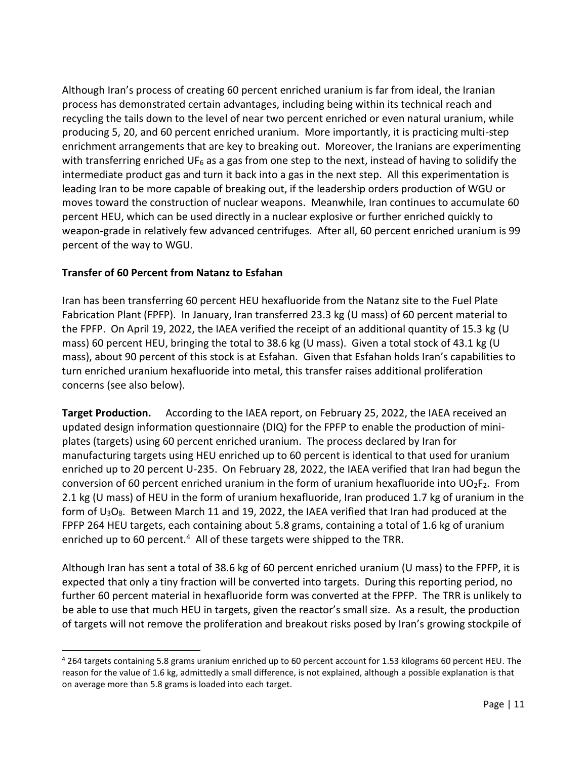Although Iran's process of creating 60 percent enriched uranium is far from ideal, the Iranian process has demonstrated certain advantages, including being within its technical reach and recycling the tails down to the level of near two percent enriched or even natural uranium, while producing 5, 20, and 60 percent enriched uranium. More importantly, it is practicing multi-step enrichment arrangements that are key to breaking out. Moreover, the Iranians are experimenting with transferring enriched $UF_6$ as a gas from one step to the next, instead of having to solidify the intermediate product gas and turn it back into a gas in the next step. All this experimentation is leading Iran to be more capable of breaking out, if the leadership orders production of WGU or moves toward the construction of nuclear weapons. Meanwhile, Iran continues to accumulate 60 percent HEU, which can be used directly in a nuclear explosive or further enriched quickly to weapon-grade in relatively few advanced centrifuges. After all, 60 percent enriched uranium is 99 percent of the way to WGU.

**Transfer of 60 Percent from Natanz to Esfahan**

Iran has been transferring 60 percent HEU hexafluoride from the Natanz site to the Fuel Plate Fabrication Plant (FPFP). In January, Iran transferred 23.3 kg (U mass) of 60 percent material to the FPFP. On April 19, 2022, the IAEA verified the receipt of an additional quantity of 15.3 kg (U mass) 60 percent HEU, bringing the total to 38.6 kg (U mass). Given a total stock of 43.1 kg (U mass), about 90 percent of this stock is at Esfahan. Given that Esfahan holds Iran's capabilities to turn enriched uranium hexafluoride into metal, this transfer raises additional proliferation concerns (see also below).

**Target Production.** According to the IAEA report, on February 25, 2022, the IAEA received an updated design information questionnaire (DIQ) for the FPFP to enable the production of mini-plates (targets) using 60 percent enriched uranium. The process declared by Iran for manufacturing targets using HEU enriched up to 60 percent is identical to that used for uranium enriched up to 20 percent U-235. On February 28, 2022, the IAEA verified that Iran had begun the conversion of 60 percent enriched uranium in the form of uranium hexafluoride into $UO_2F_2$. From 2.1 kg (U mass) of HEU in the form of uranium hexafluoride, Iran produced 1.7 kg of uranium in the form of $U_3O_8$. Between March 11 and 19, 2022, the IAEA verified that Iran had produced at the FPFP 264 HEU targets, each containing about 5.8 grams, containing a total of 1.6 kg of uranium enriched up to 60 percent.[4] All of these targets were shipped to the TRR.

Although Iran has sent a total of 38.6 kg of 60 percent enriched uranium (U mass) to the FPFP, it is expected that only a tiny fraction will be converted into targets. During this reporting period, no further 60 percent material in hexafluoride form was converted at the FPFP. The TRR is unlikely to be able to use that much HEU in targets, given the reactor's small size. As a result, the production of targets will not remove the proliferation and breakout risks posed by Iran's growing stockpile of

---

[4] 264 targets containing 5.8 grams uranium enriched up to 60 percent account for 1.53 kilograms 60 percent HEU. The reason for the value of 1.6 kg, admittedly a small difference, is not explained, although a possible explanation is that on average more than 5.8 grams is loaded into each target.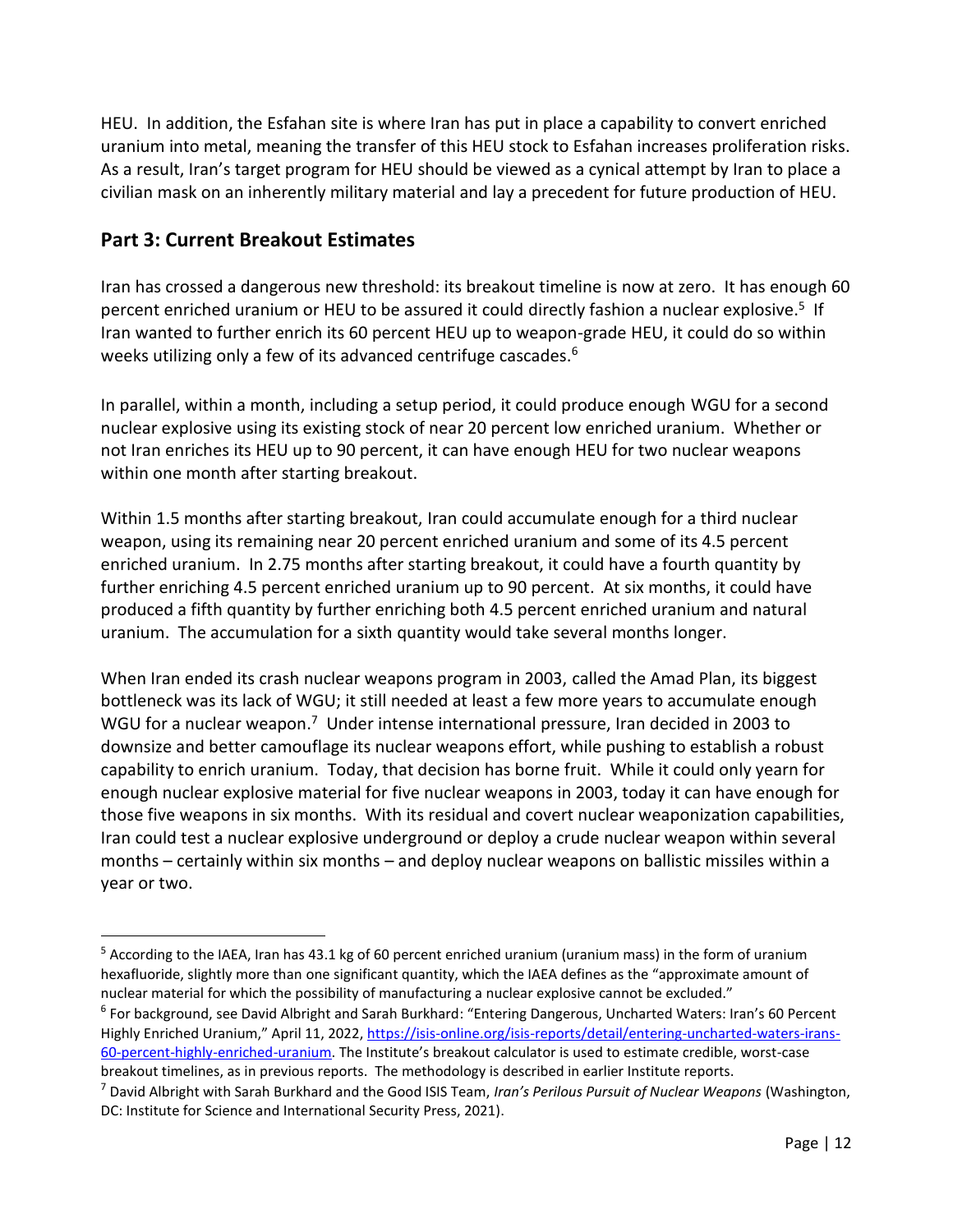HEU. In addition, the Esfahan site is where Iran has put in place a capability to convert enriched uranium into metal, meaning the transfer of this HEU stock to Esfahan increases proliferation risks. As a result, Iran's target program for HEU should be viewed as a cynical attempt by Iran to place a civilian mask on an inherently military material and lay a precedent for future production of HEU.

## Part 3: Current Breakout Estimates

Iran has crossed a dangerous new threshold: its breakout timeline is now at zero. It has enough 60 percent enriched uranium or HEU to be assured it could directly fashion a nuclear explosive.[5] If Iran wanted to further enrich its 60 percent HEU up to weapon-grade HEU, it could do so within weeks utilizing only a few of its advanced centrifuge cascades.[6]

In parallel, within a month, including a setup period, it could produce enough WGU for a second nuclear explosive using its existing stock of near 20 percent low enriched uranium. Whether or not Iran enriches its HEU up to 90 percent, it can have enough HEU for two nuclear weapons within one month after starting breakout.

Within 1.5 months after starting breakout, Iran could accumulate enough for a third nuclear weapon, using its remaining near 20 percent enriched uranium and some of its 4.5 percent enriched uranium. In 2.75 months after starting breakout, it could have a fourth quantity by further enriching 4.5 percent enriched uranium up to 90 percent. At six months, it could have produced a fifth quantity by further enriching both 4.5 percent enriched uranium and natural uranium. The accumulation for a sixth quantity would take several months longer.

When Iran ended its crash nuclear weapons program in 2003, called the Amad Plan, its biggest bottleneck was its lack of WGU; it still needed at least a few more years to accumulate enough WGU for a nuclear weapon.[7] Under intense international pressure, Iran decided in 2003 to downsize and better camouflage its nuclear weapons effort, while pushing to establish a robust capability to enrich uranium. Today, that decision has borne fruit. While it could only yearn for enough nuclear explosive material for five nuclear weapons in 2003, today it can have enough for those five weapons in six months. With its residual and covert nuclear weaponization capabilities, Iran could test a nuclear explosive underground or deploy a crude nuclear weapon within several months – certainly within six months – and deploy nuclear weapons on ballistic missiles within a year or two.

---

[5] According to the IAEA, Iran has 43.1 kg of 60 percent enriched uranium (uranium mass) in the form of uranium hexafluoride, slightly more than one significant quantity, which the IAEA defines as the "approximate amount of nuclear material for which the possibility of manufacturing a nuclear explosive cannot be excluded."

[6] For background, see David Albright and Sarah Burkhard: "Entering Dangerous, Uncharted Waters: Iran's 60 Percent Highly Enriched Uranium," April 11, 2022, https://isis-online.org/isis-reports/detail/entering-uncharted-waters-irans-60-percent-highly-enriched-uranium. The Institute's breakout calculator is used to estimate credible, worst-case breakout timelines, as in previous reports. The methodology is described in earlier Institute reports.

[7] David Albright with Sarah Burkhard and the Good ISIS Team, *Iran's Perilous Pursuit of Nuclear Weapons* (Washington, DC: Institute for Science and International Security Press, 2021).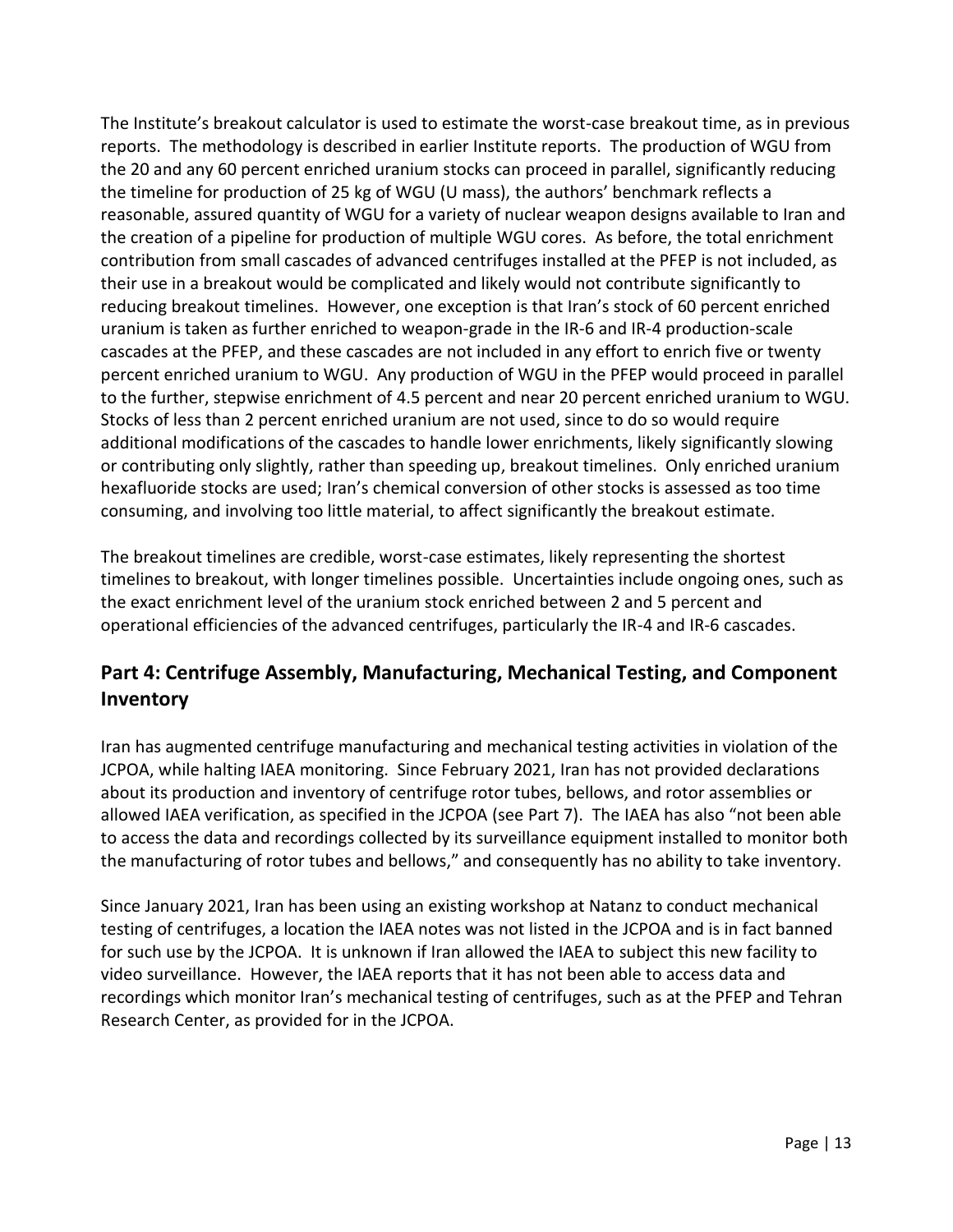The Institute's breakout calculator is used to estimate the worst-case breakout time, as in previous reports. The methodology is described in earlier Institute reports. The production of WGU from the 20 and any 60 percent enriched uranium stocks can proceed in parallel, significantly reducing the timeline for production of 25 kg of WGU (U mass), the authors' benchmark reflects a reasonable, assured quantity of WGU for a variety of nuclear weapon designs available to Iran and the creation of a pipeline for production of multiple WGU cores. As before, the total enrichment contribution from small cascades of advanced centrifuges installed at the PFEP is not included, as their use in a breakout would be complicated and likely would not contribute significantly to reducing breakout timelines. However, one exception is that Iran's stock of 60 percent enriched uranium is taken as further enriched to weapon-grade in the IR-6 and IR-4 production-scale cascades at the PFEP, and these cascades are not included in any effort to enrich five or twenty percent enriched uranium to WGU. Any production of WGU in the PFEP would proceed in parallel to the further, stepwise enrichment of 4.5 percent and near 20 percent enriched uranium to WGU. Stocks of less than 2 percent enriched uranium are not used, since to do so would require additional modifications of the cascades to handle lower enrichments, likely significantly slowing or contributing only slightly, rather than speeding up, breakout timelines. Only enriched uranium hexafluoride stocks are used; Iran's chemical conversion of other stocks is assessed as too time consuming, and involving too little material, to affect significantly the breakout estimate.

The breakout timelines are credible, worst-case estimates, likely representing the shortest timelines to breakout, with longer timelines possible. Uncertainties include ongoing ones, such as the exact enrichment level of the uranium stock enriched between 2 and 5 percent and operational efficiencies of the advanced centrifuges, particularly the IR-4 and IR-6 cascades.

## Part 4: Centrifuge Assembly, Manufacturing, Mechanical Testing, and Component Inventory

Iran has augmented centrifuge manufacturing and mechanical testing activities in violation of the JCPOA, while halting IAEA monitoring. Since February 2021, Iran has not provided declarations about its production and inventory of centrifuge rotor tubes, bellows, and rotor assemblies or allowed IAEA verification, as specified in the JCPOA (see Part 7). The IAEA has also "not been able to access the data and recordings collected by its surveillance equipment installed to monitor both the manufacturing of rotor tubes and bellows," and consequently has no ability to take inventory.

Since January 2021, Iran has been using an existing workshop at Natanz to conduct mechanical testing of centrifuges, a location the IAEA notes was not listed in the JCPOA and is in fact banned for such use by the JCPOA. It is unknown if Iran allowed the IAEA to subject this new facility to video surveillance. However, the IAEA reports that it has not been able to access data and recordings which monitor Iran's mechanical testing of centrifuges, such as at the PFEP and Tehran Research Center, as provided for in the JCPOA.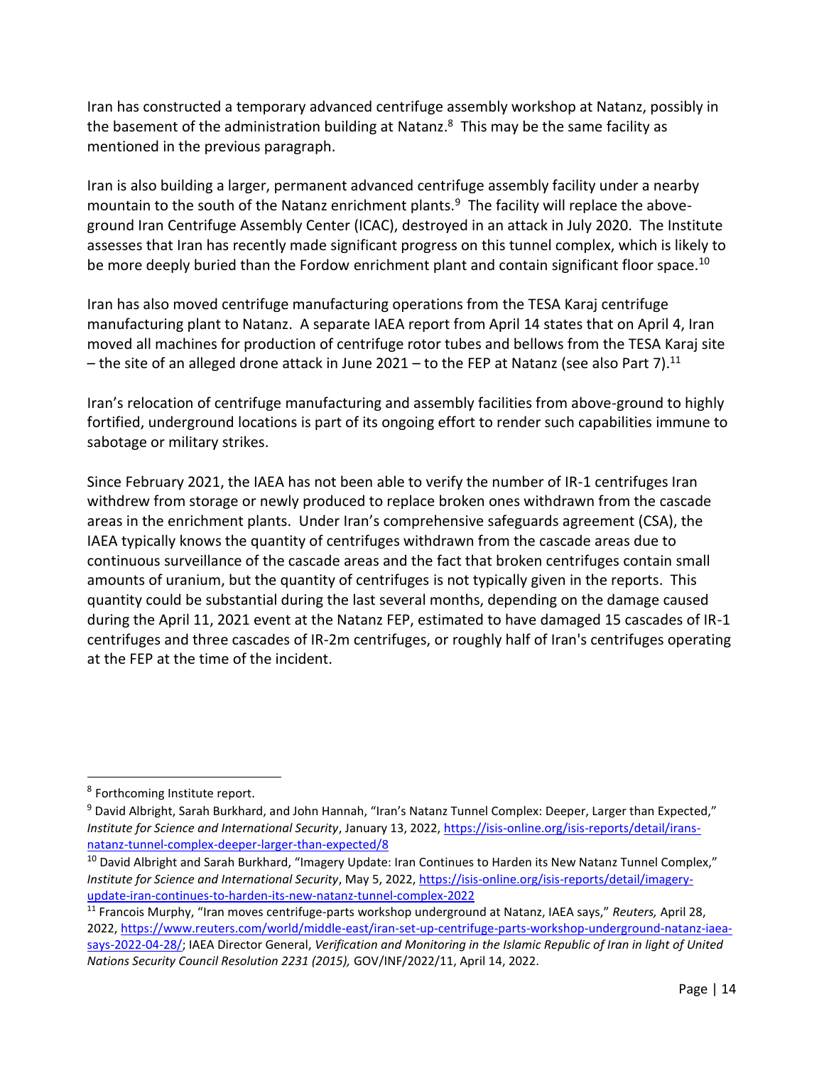Iran has constructed a temporary advanced centrifuge assembly workshop at Natanz, possibly in the basement of the administration building at Natanz.[8] This may be the same facility as mentioned in the previous paragraph.

Iran is also building a larger, permanent advanced centrifuge assembly facility under a nearby mountain to the south of the Natanz enrichment plants.[9] The facility will replace the above-ground Iran Centrifuge Assembly Center (ICAC), destroyed in an attack in July 2020. The Institute assesses that Iran has recently made significant progress on this tunnel complex, which is likely to be more deeply buried than the Fordow enrichment plant and contain significant floor space.[10]

Iran has also moved centrifuge manufacturing operations from the TESA Karaj centrifuge manufacturing plant to Natanz. A separate IAEA report from April 14 states that on April 4, Iran moved all machines for production of centrifuge rotor tubes and bellows from the TESA Karaj site – the site of an alleged drone attack in June 2021 – to the FEP at Natanz (see also Part 7).[11]

Iran's relocation of centrifuge manufacturing and assembly facilities from above-ground to highly fortified, underground locations is part of its ongoing effort to render such capabilities immune to sabotage or military strikes.

Since February 2021, the IAEA has not been able to verify the number of IR-1 centrifuges Iran withdrew from storage or newly produced to replace broken ones withdrawn from the cascade areas in the enrichment plants. Under Iran's comprehensive safeguards agreement (CSA), the IAEA typically knows the quantity of centrifuges withdrawn from the cascade areas due to continuous surveillance of the cascade areas and the fact that broken centrifuges contain small amounts of uranium, but the quantity of centrifuges is not typically given in the reports. This quantity could be substantial during the last several months, depending on the damage caused during the April 11, 2021 event at the Natanz FEP, estimated to have damaged 15 cascades of IR-1 centrifuges and three cascades of IR-2m centrifuges, or roughly half of Iran's centrifuges operating at the FEP at the time of the incident.

---

[8] Forthcoming Institute report.

[9] David Albright, Sarah Burkhard, and John Hannah, "Iran's Natanz Tunnel Complex: Deeper, Larger than Expected," *Institute for Science and International Security*, January 13, 2022, https://isis-online.org/isis-reports/detail/irans-natanz-tunnel-complex-deeper-larger-than-expected/8

[10] David Albright and Sarah Burkhard, "Imagery Update: Iran Continues to Harden its New Natanz Tunnel Complex," *Institute for Science and International Security*, May 5, 2022, https://isis-online.org/isis-reports/detail/imagery-update-iran-continues-to-harden-its-new-natanz-tunnel-complex-2022

[11] Francois Murphy, "Iran moves centrifuge-parts workshop underground at Natanz, IAEA says," *Reuters,* April 28, 2022, https://www.reuters.com/world/middle-east/iran-set-up-centrifuge-parts-workshop-underground-natanz-iaea-says-2022-04-28/; IAEA Director General, *Verification and Monitoring in the Islamic Republic of Iran in light of United Nations Security Council Resolution 2231 (2015),* GOV/INF/2022/11, April 14, 2022.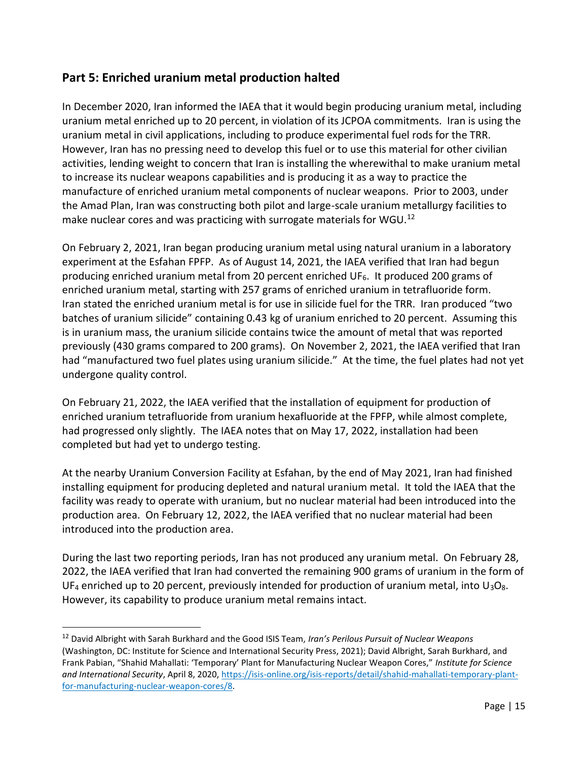## Part 5: Enriched uranium metal production halted

In December 2020, Iran informed the IAEA that it would begin producing uranium metal, including uranium metal enriched up to 20 percent, in violation of its JCPOA commitments. Iran is using the uranium metal in civil applications, including to produce experimental fuel rods for the TRR. However, Iran has no pressing need to develop this fuel or to use this material for other civilian activities, lending weight to concern that Iran is installing the wherewithal to make uranium metal to increase its nuclear weapons capabilities and is producing it as a way to practice the manufacture of enriched uranium metal components of nuclear weapons. Prior to 2003, under the Amad Plan, Iran was constructing both pilot and large-scale uranium metallurgy facilities to make nuclear cores and was practicing with surrogate materials for WGU.[12]

On February 2, 2021, Iran began producing uranium metal using natural uranium in a laboratory experiment at the Esfahan FPFP. As of August 14, 2021, the IAEA verified that Iran had begun producing enriched uranium metal from 20 percent enriched $UF_6$. It produced 200 grams of enriched uranium metal, starting with 257 grams of enriched uranium in tetrafluoride form. Iran stated the enriched uranium metal is for use in silicide fuel for the TRR. Iran produced "two batches of uranium silicide" containing 0.43 kg of uranium enriched to 20 percent. Assuming this is in uranium mass, the uranium silicide contains twice the amount of metal that was reported previously (430 grams compared to 200 grams). On November 2, 2021, the IAEA verified that Iran had "manufactured two fuel plates using uranium silicide." At the time, the fuel plates had not yet undergone quality control.

On February 21, 2022, the IAEA verified that the installation of equipment for production of enriched uranium tetrafluoride from uranium hexafluoride at the FPFP, while almost complete, had progressed only slightly. The IAEA notes that on May 17, 2022, installation had been completed but had yet to undergo testing.

At the nearby Uranium Conversion Facility at Esfahan, by the end of May 2021, Iran had finished installing equipment for producing depleted and natural uranium metal. It told the IAEA that the facility was ready to operate with uranium, but no nuclear material had been introduced into the production area. On February 12, 2022, the IAEA verified that no nuclear material had been introduced into the production area.

During the last two reporting periods, Iran has not produced any uranium metal. On February 28, 2022, the IAEA verified that Iran had converted the remaining 900 grams of uranium in the form of $UF_4$ enriched up to 20 percent, previously intended for production of uranium metal, into $U_3O_8$. However, its capability to produce uranium metal remains intact.

---

[12] David Albright with Sarah Burkhard and the Good ISIS Team, *Iran's Perilous Pursuit of Nuclear Weapons* (Washington, DC: Institute for Science and International Security Press, 2021); David Albright, Sarah Burkhard, and Frank Pabian, "Shahid Mahallati: 'Temporary' Plant for Manufacturing Nuclear Weapon Cores," *Institute for Science and International Security*, April 8, 2020, https://isis-online.org/isis-reports/detail/shahid-mahallati-temporary-plant-for-manufacturing-nuclear-weapon-cores/8.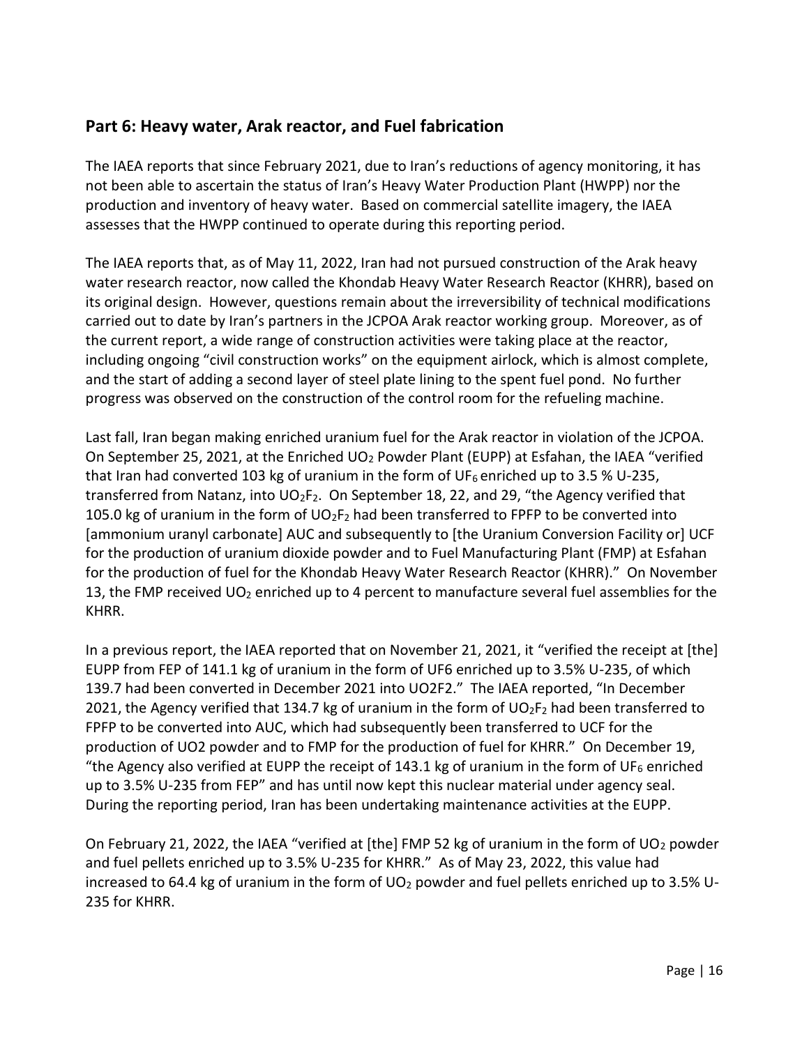## Part 6: Heavy water, Arak reactor, and Fuel fabrication

The IAEA reports that since February 2021, due to Iran's reductions of agency monitoring, it has not been able to ascertain the status of Iran's Heavy Water Production Plant (HWPP) nor the production and inventory of heavy water. Based on commercial satellite imagery, the IAEA assesses that the HWPP continued to operate during this reporting period.

The IAEA reports that, as of May 11, 2022, Iran had not pursued construction of the Arak heavy water research reactor, now called the Khondab Heavy Water Research Reactor (KHRR), based on its original design. However, questions remain about the irreversibility of technical modifications carried out to date by Iran's partners in the JCPOA Arak reactor working group. Moreover, as of the current report, a wide range of construction activities were taking place at the reactor, including ongoing "civil construction works" on the equipment airlock, which is almost complete, and the start of adding a second layer of steel plate lining to the spent fuel pond. No further progress was observed on the construction of the control room for the refueling machine.

Last fall, Iran began making enriched uranium fuel for the Arak reactor in violation of the JCPOA. On September 25, 2021, at the Enriched $UO_2$ Powder Plant (EUPP) at Esfahan, the IAEA "verified that Iran had converted 103 kg of uranium in the form of $UF_6$ enriched up to 3.5 % U-235, transferred from Natanz, into $UO_2F_2$. On September 18, 22, and 29, "the Agency verified that 105.0 kg of uranium in the form of $UO_2F_2$ had been transferred to FPFP to be converted into [ammonium uranyl carbonate] AUC and subsequently to [the Uranium Conversion Facility or] UCF for the production of uranium dioxide powder and to Fuel Manufacturing Plant (FMP) at Esfahan for the production of fuel for the Khondab Heavy Water Research Reactor (KHRR)." On November 13, the FMP received $UO_2$ enriched up to 4 percent to manufacture several fuel assemblies for the KHRR.

In a previous report, the IAEA reported that on November 21, 2021, it "verified the receipt at [the] EUPP from FEP of 141.1 kg of uranium in the form of UF6 enriched up to 3.5% U-235, of which 139.7 had been converted in December 2021 into UO2F2." The IAEA reported, "In December 2021, the Agency verified that 134.7 kg of uranium in the form of $UO_2F_2$ had been transferred to FPFP to be converted into AUC, which had subsequently been transferred to UCF for the production of UO2 powder and to FMP for the production of fuel for KHRR." On December 19, "the Agency also verified at EUPP the receipt of 143.1 kg of uranium in the form of $UF_6$ enriched up to 3.5% U-235 from FEP" and has until now kept this nuclear material under agency seal. During the reporting period, Iran has been undertaking maintenance activities at the EUPP.

On February 21, 2022, the IAEA "verified at [the] FMP 52 kg of uranium in the form of $UO_2$ powder and fuel pellets enriched up to 3.5% U-235 for KHRR." As of May 23, 2022, this value had increased to 64.4 kg of uranium in the form of $UO_2$ powder and fuel pellets enriched up to 3.5% U-235 for KHRR.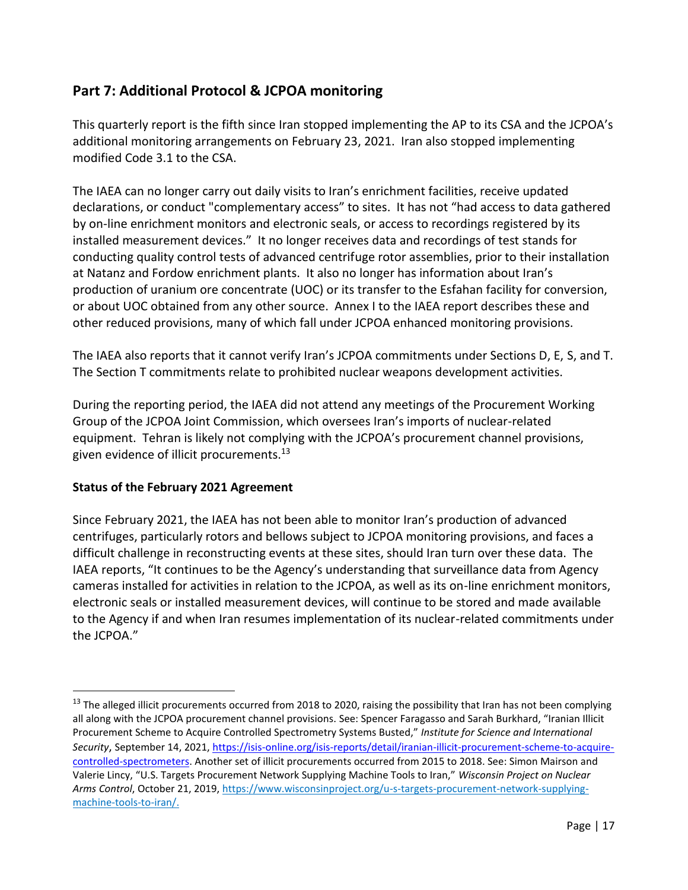## Part 7: Additional Protocol & JCPOA monitoring

This quarterly report is the fifth since Iran stopped implementing the AP to its CSA and the JCPOA's additional monitoring arrangements on February 23, 2021. Iran also stopped implementing modified Code 3.1 to the CSA.

The IAEA can no longer carry out daily visits to Iran's enrichment facilities, receive updated declarations, or conduct "complementary access" to sites. It has not "had access to data gathered by on-line enrichment monitors and electronic seals, or access to recordings registered by its installed measurement devices." It no longer receives data and recordings of test stands for conducting quality control tests of advanced centrifuge rotor assemblies, prior to their installation at Natanz and Fordow enrichment plants. It also no longer has information about Iran's production of uranium ore concentrate (UOC) or its transfer to the Esfahan facility for conversion, or about UOC obtained from any other source. Annex I to the IAEA report describes these and other reduced provisions, many of which fall under JCPOA enhanced monitoring provisions.

The IAEA also reports that it cannot verify Iran's JCPOA commitments under Sections D, E, S, and T. The Section T commitments relate to prohibited nuclear weapons development activities.

During the reporting period, the IAEA did not attend any meetings of the Procurement Working Group of the JCPOA Joint Commission, which oversees Iran's imports of nuclear-related equipment. Tehran is likely not complying with the JCPOA's procurement channel provisions, given evidence of illicit procurements.[13]

### Status of the February 2021 Agreement

Since February 2021, the IAEA has not been able to monitor Iran's production of advanced centrifuges, particularly rotors and bellows subject to JCPOA monitoring provisions, and faces a difficult challenge in reconstructing events at these sites, should Iran turn over these data. The IAEA reports, "It continues to be the Agency's understanding that surveillance data from Agency cameras installed for activities in relation to the JCPOA, as well as its on-line enrichment monitors, electronic seals or installed measurement devices, will continue to be stored and made available to the Agency if and when Iran resumes implementation of its nuclear-related commitments under the JCPOA."

---

[13] The alleged illicit procurements occurred from 2018 to 2020, raising the possibility that Iran has not been complying all along with the JCPOA procurement channel provisions. See: Spencer Faragasso and Sarah Burkhard, "Iranian Illicit Procurement Scheme to Acquire Controlled Spectrometry Systems Busted," *Institute for Science and International Security*, September 14, 2021, https://isis-online.org/isis-reports/detail/iranian-illicit-procurement-scheme-to-acquire-controlled-spectrometers. Another set of illicit procurements occurred from 2015 to 2018. See: Simon Mairson and Valerie Lincy, "U.S. Targets Procurement Network Supplying Machine Tools to Iran," *Wisconsin Project on Nuclear Arms Control*, October 21, 2019, https://www.wisconsinproject.org/u-s-targets-procurement-network-supplying-machine-tools-to-iran/.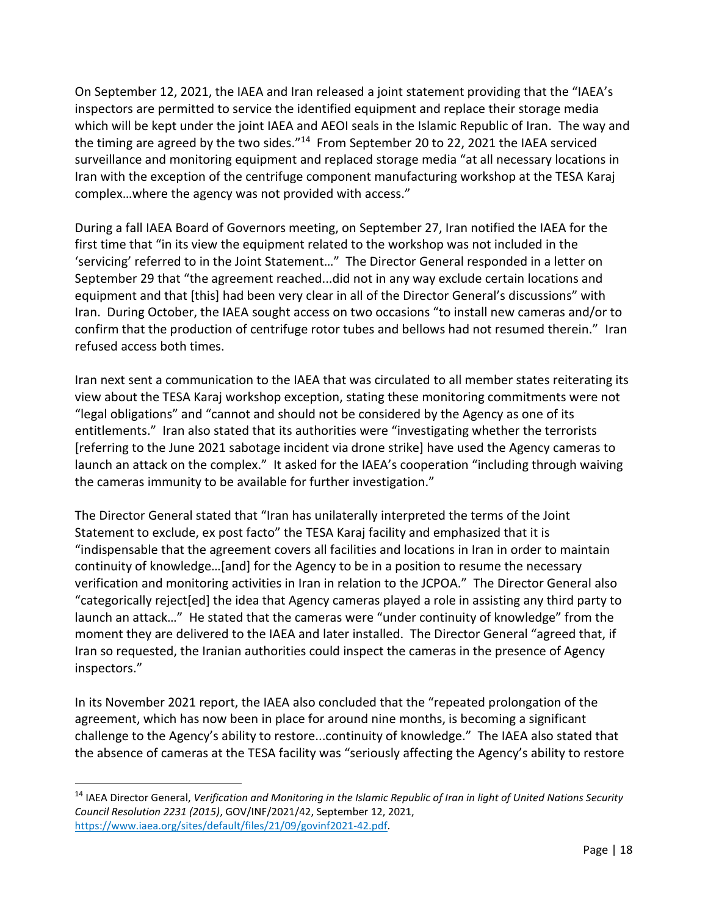On September 12, 2021, the IAEA and Iran released a joint statement providing that the "IAEA's inspectors are permitted to service the identified equipment and replace their storage media which will be kept under the joint IAEA and AEOI seals in the Islamic Republic of Iran. The way and the timing are agreed by the two sides."[14] From September 20 to 22, 2021 the IAEA serviced surveillance and monitoring equipment and replaced storage media "at all necessary locations in Iran with the exception of the centrifuge component manufacturing workshop at the TESA Karaj complex…where the agency was not provided with access."

During a fall IAEA Board of Governors meeting, on September 27, Iran notified the IAEA for the first time that "in its view the equipment related to the workshop was not included in the 'servicing' referred to in the Joint Statement…" The Director General responded in a letter on September 29 that "the agreement reached...did not in any way exclude certain locations and equipment and that [this] had been very clear in all of the Director General's discussions" with Iran. During October, the IAEA sought access on two occasions "to install new cameras and/or to confirm that the production of centrifuge rotor tubes and bellows had not resumed therein." Iran refused access both times.

Iran next sent a communication to the IAEA that was circulated to all member states reiterating its view about the TESA Karaj workshop exception, stating these monitoring commitments were not "legal obligations" and "cannot and should not be considered by the Agency as one of its entitlements." Iran also stated that its authorities were "investigating whether the terrorists [referring to the June 2021 sabotage incident via drone strike] have used the Agency cameras to launch an attack on the complex." It asked for the IAEA's cooperation "including through waiving the cameras immunity to be available for further investigation."

The Director General stated that "Iran has unilaterally interpreted the terms of the Joint Statement to exclude, ex post facto" the TESA Karaj facility and emphasized that it is "indispensable that the agreement covers all facilities and locations in Iran in order to maintain continuity of knowledge…[and] for the Agency to be in a position to resume the necessary verification and monitoring activities in Iran in relation to the JCPOA." The Director General also "categorically reject[ed] the idea that Agency cameras played a role in assisting any third party to launch an attack…" He stated that the cameras were "under continuity of knowledge" from the moment they are delivered to the IAEA and later installed. The Director General "agreed that, if Iran so requested, the Iranian authorities could inspect the cameras in the presence of Agency inspectors."

In its November 2021 report, the IAEA also concluded that the "repeated prolongation of the agreement, which has now been in place for around nine months, is becoming a significant challenge to the Agency's ability to restore...continuity of knowledge." The IAEA also stated that the absence of cameras at the TESA facility was "seriously affecting the Agency's ability to restore

---

[14] IAEA Director General, *Verification and Monitoring in the Islamic Republic of Iran in light of United Nations Security Council Resolution 2231 (2015)*, GOV/INF/2021/42, September 12, 2021, https://www.iaea.org/sites/default/files/21/09/govinf2021-42.pdf.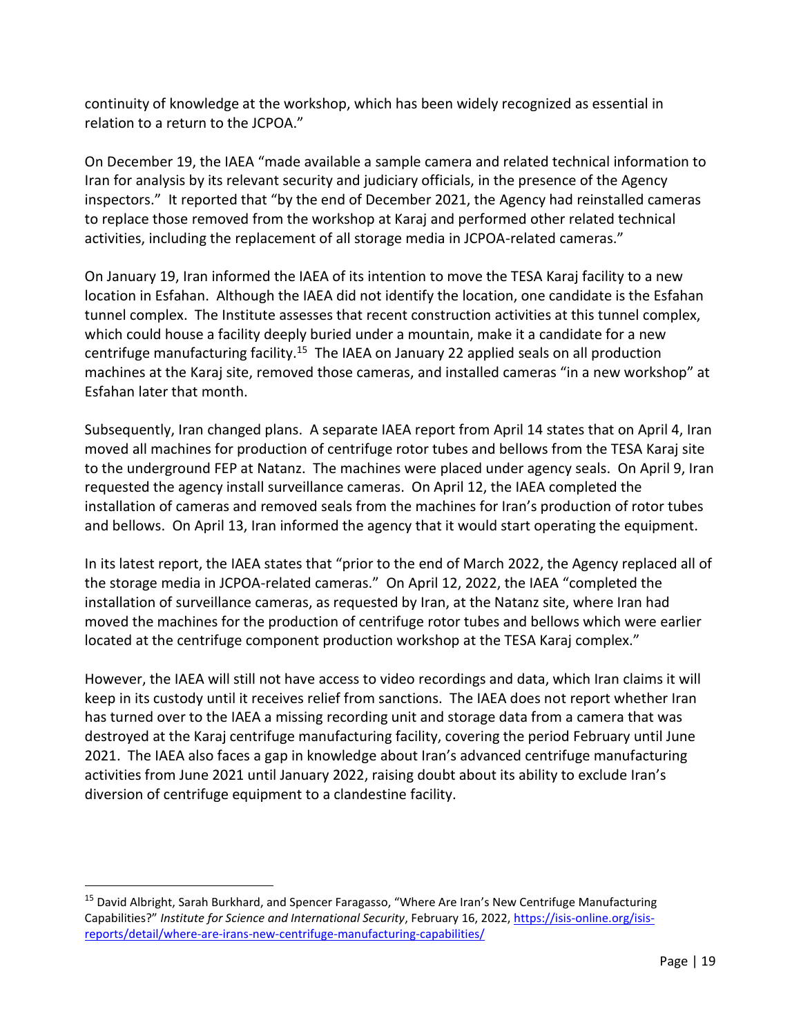continuity of knowledge at the workshop, which has been widely recognized as essential in relation to a return to the JCPOA."

On December 19, the IAEA "made available a sample camera and related technical information to Iran for analysis by its relevant security and judiciary officials, in the presence of the Agency inspectors." It reported that "by the end of December 2021, the Agency had reinstalled cameras to replace those removed from the workshop at Karaj and performed other related technical activities, including the replacement of all storage media in JCPOA-related cameras."

On January 19, Iran informed the IAEA of its intention to move the TESA Karaj facility to a new location in Esfahan. Although the IAEA did not identify the location, one candidate is the Esfahan tunnel complex. The Institute assesses that recent construction activities at this tunnel complex, which could house a facility deeply buried under a mountain, make it a candidate for a new centrifuge manufacturing facility.[15] The IAEA on January 22 applied seals on all production machines at the Karaj site, removed those cameras, and installed cameras "in a new workshop" at Esfahan later that month.

Subsequently, Iran changed plans. A separate IAEA report from April 14 states that on April 4, Iran moved all machines for production of centrifuge rotor tubes and bellows from the TESA Karaj site to the underground FEP at Natanz. The machines were placed under agency seals. On April 9, Iran requested the agency install surveillance cameras. On April 12, the IAEA completed the installation of cameras and removed seals from the machines for Iran's production of rotor tubes and bellows. On April 13, Iran informed the agency that it would start operating the equipment.

In its latest report, the IAEA states that "prior to the end of March 2022, the Agency replaced all of the storage media in JCPOA-related cameras." On April 12, 2022, the IAEA "completed the installation of surveillance cameras, as requested by Iran, at the Natanz site, where Iran had moved the machines for the production of centrifuge rotor tubes and bellows which were earlier located at the centrifuge component production workshop at the TESA Karaj complex."

However, the IAEA will still not have access to video recordings and data, which Iran claims it will keep in its custody until it receives relief from sanctions. The IAEA does not report whether Iran has turned over to the IAEA a missing recording unit and storage data from a camera that was destroyed at the Karaj centrifuge manufacturing facility, covering the period February until June 2021. The IAEA also faces a gap in knowledge about Iran's advanced centrifuge manufacturing activities from June 2021 until January 2022, raising doubt about its ability to exclude Iran's diversion of centrifuge equipment to a clandestine facility.

---

[15] David Albright, Sarah Burkhard, and Spencer Faragasso, "Where Are Iran's New Centrifuge Manufacturing Capabilities?" *Institute for Science and International Security*, February 16, 2022, https://isis-online.org/isis-reports/detail/where-are-irans-new-centrifuge-manufacturing-capabilities/